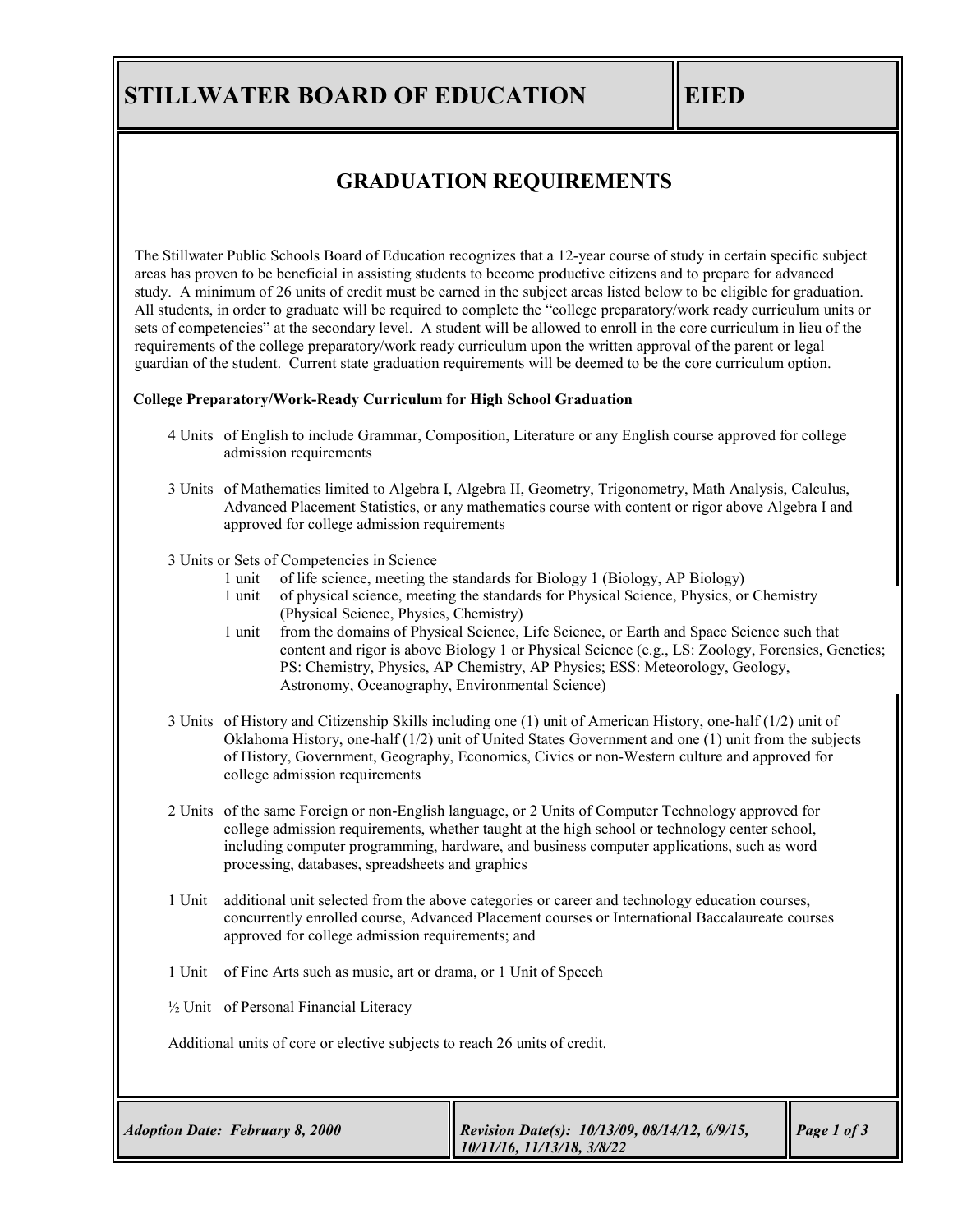# STILLWATER BOARD OF EDUCATION

**EIED**

## GRADUATION REQUIREMENTS

The Stillwater Public Schools Board of Education recognizes that a 12-year course of study in certain specific subject areas has proven to be beneficial in assisting students to become productive citizens and to prepare for advanced study. A minimum of 26 units of credit must be earned in the subject areas listed below to be eligible for graduation. All students, in order to graduate will be required to complete the "college preparatory/work ready curriculum units or sets of competencies" at the secondary level. A student will be allowed to enroll in the core curriculum in lieu of the requirements of the college preparatory/work ready curriculum upon the written approval of the parent or legal guardian of the student. Current state graduation requirements will be deemed to be the core curriculum option.

**College Preparatory/Work-Ready Curriculum for High School Graduation**

4 Units of English to include Grammar, Composition, Literature or any English course approved for college admission requirements

3 Units of Mathematics limited to Algebra I, Algebra II, Geometry, Trigonometry, Math Analysis, Calculus, Advanced Placement Statistics, or any mathematics course with content or rigor above Algebra I and approved for college admission requirements

3 Units or Sets of Competencies in Science

- 1 unit of life science, meeting the standards for Biology 1 (Biology, AP Biology)
- 1 unit of physical science, meeting the standards for Physical Science, Physics, or Chemistry (Physical Science, Physics, Chemistry)
- 1 unit from the domains of Physical Science, Life Science, or Earth and Space Science such that content and rigor is above Biology 1 or Physical Science (e.g., LS: Zoology, Forensics, Genetics; PS: Chemistry, Physics, AP Chemistry, AP Physics; ESS: Meteorology, Geology, Astronomy, Oceanography, Environmental Science)

3 Units of History and Citizenship Skills including one (1) unit of American History, one-half (1/2) unit of Oklahoma History, one-half (1/2) unit of United States Government and one (1) unit from the subjects of History, Government, Geography, Economics, Civics or non-Western culture and approved for college admission requirements

2 Units of the same Foreign or non-English language, or 2 Units of Computer Technology approved for college admission requirements, whether taught at the high school or technology center school, including computer programming, hardware, and business computer applications, such as word processing, databases, spreadsheets and graphics

1 Unit additional unit selected from the above categories or career and technology education courses, concurrently enrolled course, Advanced Placement courses or International Baccalaureate courses approved for college admission requirements; and

1 Unit of Fine Arts such as music, art or drama, or 1 Unit of Speech

½ Unit of Personal Financial Literacy

Additional units of core or elective subjects to reach 26 units of credit.

*Adoption Date: February 8, 2000*

*Revision Date(s): 10/13/09, 08/14/12, 6/9/15, 10/11/16, 11/13/18, 3/8/22*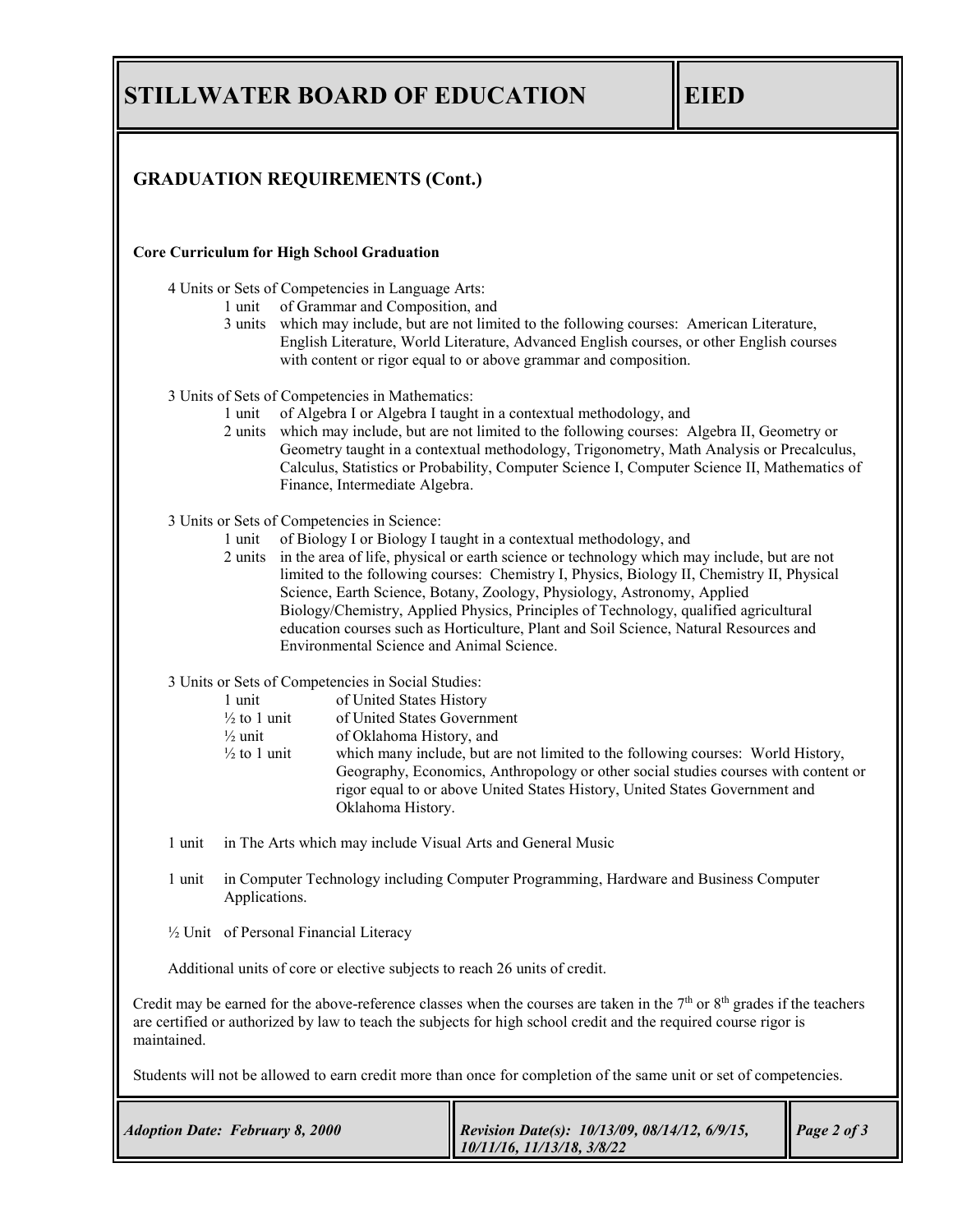## GRADUATION REQUIREMENTS (Cont.)

**Core Curriculum for High School Graduation**

4 Units or Sets of Competencies in Language Arts:

- 1 unit of Grammar and Composition, and
- 3 units which may include, but are not limited to the following courses: American Literature, English Literature, World Literature, Advanced English courses, or other English courses with content or rigor equal to or above grammar and composition.

3 Units of Sets of Competencies in Mathematics:

- 1 unit of Algebra I or Algebra I taught in a contextual methodology, and
- 2 units which may include, but are not limited to the following courses: Algebra II, Geometry or Geometry taught in a contextual methodology, Trigonometry, Math Analysis or Precalculus, Calculus, Statistics or Probability, Computer Science I, Computer Science II, Mathematics of Finance, Intermediate Algebra.

3 Units or Sets of Competencies in Science:

- 1 unit of Biology I or Biology I taught in a contextual methodology, and
- 2 units in the area of life, physical or earth science or technology which may include, but are not limited to the following courses: Chemistry I, Physics, Biology II, Chemistry II, Physical Science, Earth Science, Botany, Zoology, Physiology, Astronomy, Applied Biology/Chemistry, Applied Physics, Principles of Technology, qualified agricultural education courses such as Horticulture, Plant and Soil Science, Natural Resources and Environmental Science and Animal Science.

3 Units or Sets of Competencies in Social Studies:

- 1 unit of United States History
- ½ to 1 unit of United States Government
- ½ unit of Oklahoma History, and
- ½ to 1 unit which many include, but are not limited to the following courses: World History, Geography, Economics, Anthropology or other social studies courses with content or rigor equal to or above United States History, United States Government and Oklahoma History.

1 unit in The Arts which may include Visual Arts and General Music

1 unit in Computer Technology including Computer Programming, Hardware and Business Computer Applications.

½ Unit of Personal Financial Literacy

Additional units of core or elective subjects to reach 26 units of credit.

Credit may be earned for the above-reference classes when the courses are taken in the 7th or 8th grades if the teachers are certified or authorized by law to teach the subjects for high school credit and the required course rigor is maintained.

Students will not be allowed to earn credit more than once for completion of the same unit or set of competencies.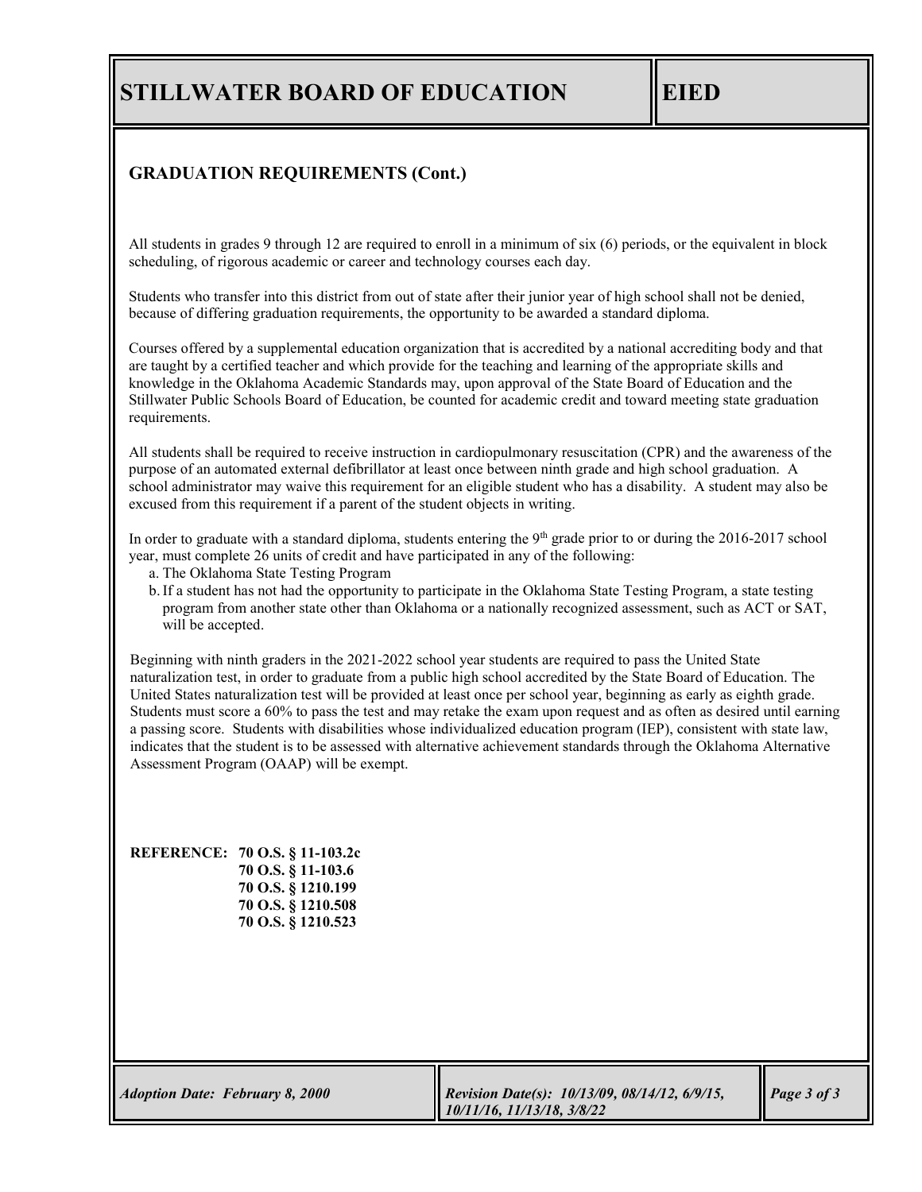## GRADUATION REQUIREMENTS (Cont.)

All students in grades 9 through 12 are required to enroll in a minimum of six (6) periods, or the equivalent in block scheduling, of rigorous academic or career and technology courses each day.

Students who transfer into this district from out of state after their junior year of high school shall not be denied, because of differing graduation requirements, the opportunity to be awarded a standard diploma.

Courses offered by a supplemental education organization that is accredited by a national accrediting body and that are taught by a certified teacher and which provide for the teaching and learning of the appropriate skills and knowledge in the Oklahoma Academic Standards may, upon approval of the State Board of Education and the Stillwater Public Schools Board of Education, be counted for academic credit and toward meeting state graduation requirements.

All students shall be required to receive instruction in cardiopulmonary resuscitation (CPR) and the awareness of the purpose of an automated external defibrillator at least once between ninth grade and high school graduation. A school administrator may waive this requirement for an eligible student who has a disability. A student may also be excused from this requirement if a parent of the student objects in writing.

In order to graduate with a standard diploma, students entering the 9th grade prior to or during the 2016-2017 school year, must complete 26 units of credit and have participated in any of the following:

a. The Oklahoma State Testing Program
b. If a student has not had the opportunity to participate in the Oklahoma State Testing Program, a state testing program from another state other than Oklahoma or a nationally recognized assessment, such as ACT or SAT, will be accepted.

Beginning with ninth graders in the 2021-2022 school year students are required to pass the United State naturalization test, in order to graduate from a public high school accredited by the State Board of Education. The United States naturalization test will be provided at least once per school year, beginning as early as eighth grade. Students must score a 60% to pass the test and may retake the exam upon request and as often as desired until earning a passing score. Students with disabilities whose individualized education program (IEP), consistent with state law, indicates that the student is to be assessed with alternative achievement standards through the Oklahoma Alternative Assessment Program (OAAP) will be exempt.

**REFERENCE:** **70 O.S. § 11-103.2c**
**70 O.S. § 11-103.6**
**70 O.S. § 1210.199**
**70 O.S. § 1210.508**
**70 O.S. § 1210.523**

*Adoption Date: February 8, 2000*

*Revision Date(s): 10/13/09, 08/14/12, 6/9/15, 10/11/16, 11/13/18, 3/8/22*